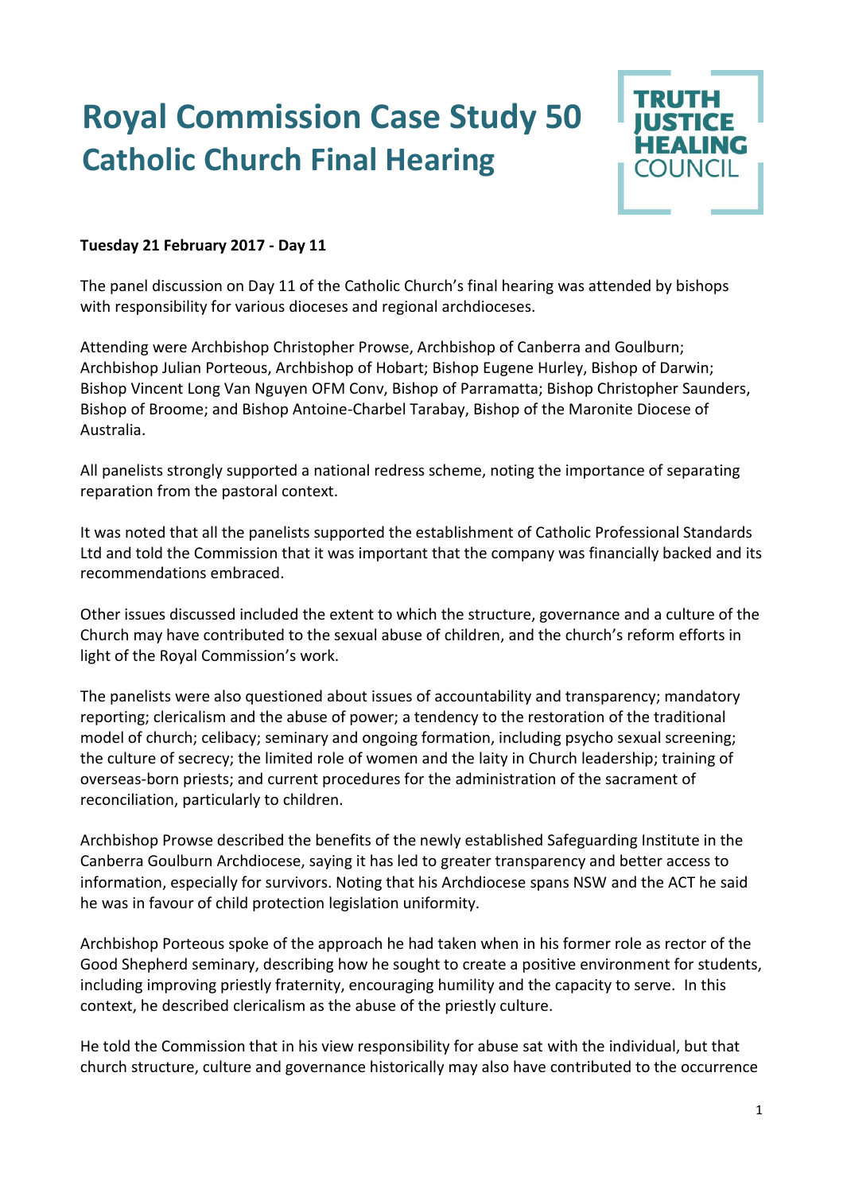# Royal Commission Case Study 50
## Catholic Church Final Hearing

TRUTH JUSTICE HEALING COUNCIL

**Tuesday 21 February 2017 - Day 11**

The panel discussion on Day 11 of the Catholic Church's final hearing was attended by bishops with responsibility for various dioceses and regional archdioceses.

Attending were Archbishop Christopher Prowse, Archbishop of Canberra and Goulburn; Archbishop Julian Porteous, Archbishop of Hobart; Bishop Eugene Hurley, Bishop of Darwin; Bishop Vincent Long Van Nguyen OFM Conv, Bishop of Parramatta; Bishop Christopher Saunders, Bishop of Broome; and Bishop Antoine-Charbel Tarabay, Bishop of the Maronite Diocese of Australia.

All panelists strongly supported a national redress scheme, noting the importance of separating reparation from the pastoral context.

It was noted that all the panelists supported the establishment of Catholic Professional Standards Ltd and told the Commission that it was important that the company was financially backed and its recommendations embraced.

Other issues discussed included the extent to which the structure, governance and a culture of the Church may have contributed to the sexual abuse of children, and the church's reform efforts in light of the Royal Commission's work.

The panelists were also questioned about issues of accountability and transparency; mandatory reporting; clericalism and the abuse of power; a tendency to the restoration of the traditional model of church; celibacy; seminary and ongoing formation, including psycho sexual screening; the culture of secrecy; the limited role of women and the laity in Church leadership; training of overseas-born priests; and current procedures for the administration of the sacrament of reconciliation, particularly to children.

Archbishop Prowse described the benefits of the newly established Safeguarding Institute in the Canberra Goulburn Archdiocese, saying it has led to greater transparency and better access to information, especially for survivors. Noting that his Archdiocese spans NSW and the ACT he said he was in favour of child protection legislation uniformity.

Archbishop Porteous spoke of the approach he had taken when in his former role as rector of the Good Shepherd seminary, describing how he sought to create a positive environment for students, including improving priestly fraternity, encouraging humility and the capacity to serve. In this context, he described clericalism as the abuse of the priestly culture.

He told the Commission that in his view responsibility for abuse sat with the individual, but that church structure, culture and governance historically may also have contributed to the occurrence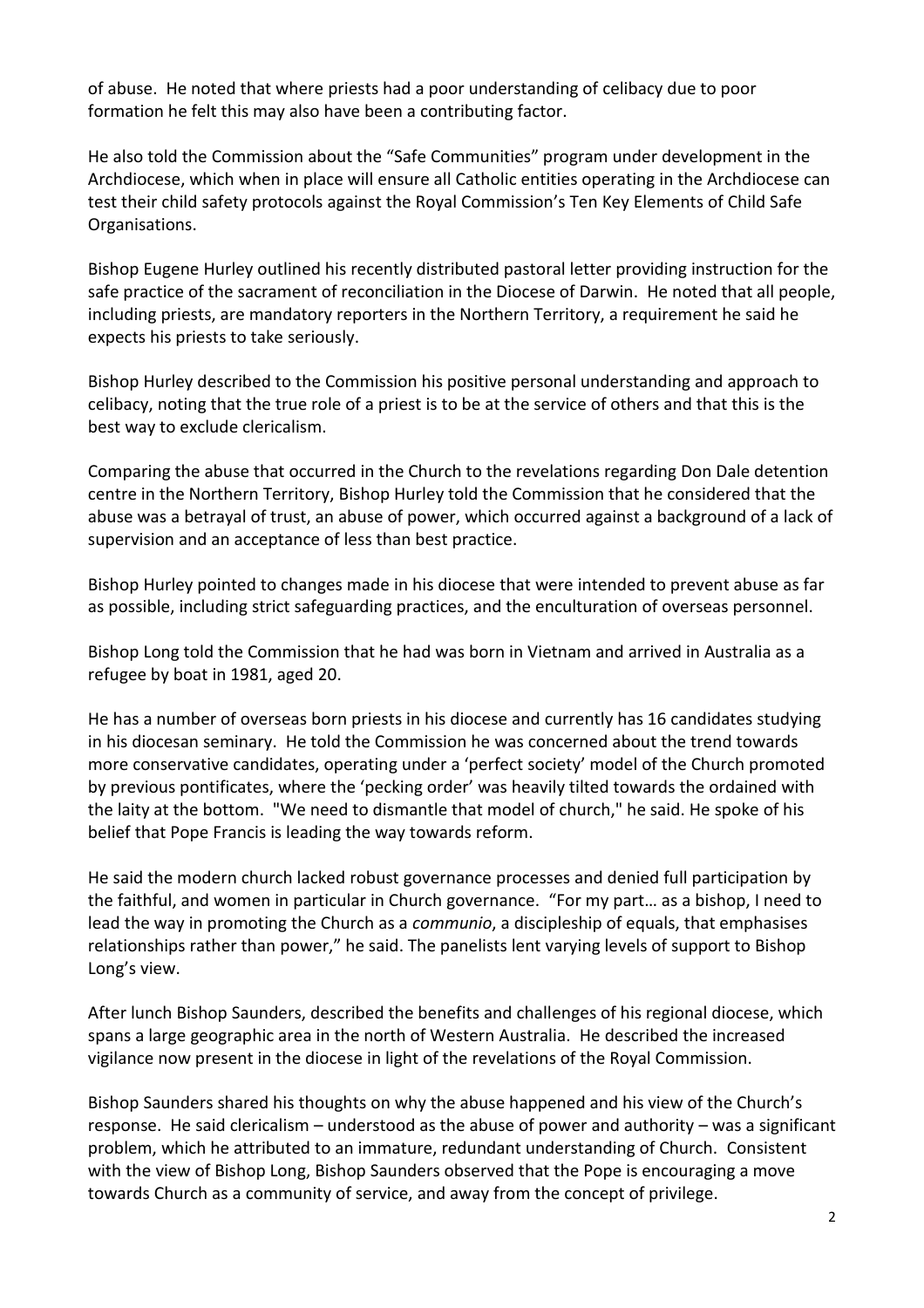of abuse. He noted that where priests had a poor understanding of celibacy due to poor formation he felt this may also have been a contributing factor.

He also told the Commission about the "Safe Communities" program under development in the Archdiocese, which when in place will ensure all Catholic entities operating in the Archdiocese can test their child safety protocols against the Royal Commission's Ten Key Elements of Child Safe Organisations.

Bishop Eugene Hurley outlined his recently distributed pastoral letter providing instruction for the safe practice of the sacrament of reconciliation in the Diocese of Darwin. He noted that all people, including priests, are mandatory reporters in the Northern Territory, a requirement he said he expects his priests to take seriously.

Bishop Hurley described to the Commission his positive personal understanding and approach to celibacy, noting that the true role of a priest is to be at the service of others and that this is the best way to exclude clericalism.

Comparing the abuse that occurred in the Church to the revelations regarding Don Dale detention centre in the Northern Territory, Bishop Hurley told the Commission that he considered that the abuse was a betrayal of trust, an abuse of power, which occurred against a background of a lack of supervision and an acceptance of less than best practice.

Bishop Hurley pointed to changes made in his diocese that were intended to prevent abuse as far as possible, including strict safeguarding practices, and the enculturation of overseas personnel.

Bishop Long told the Commission that he had was born in Vietnam and arrived in Australia as a refugee by boat in 1981, aged 20.

He has a number of overseas born priests in his diocese and currently has 16 candidates studying in his diocesan seminary. He told the Commission he was concerned about the trend towards more conservative candidates, operating under a 'perfect society' model of the Church promoted by previous pontificates, where the 'pecking order' was heavily tilted towards the ordained with the laity at the bottom. "We need to dismantle that model of church," he said. He spoke of his belief that Pope Francis is leading the way towards reform.

He said the modern church lacked robust governance processes and denied full participation by the faithful, and women in particular in Church governance. "For my part… as a bishop, I need to lead the way in promoting the Church as a *communio*, a discipleship of equals, that emphasises relationships rather than power," he said. The panelists lent varying levels of support to Bishop Long's view.

After lunch Bishop Saunders, described the benefits and challenges of his regional diocese, which spans a large geographic area in the north of Western Australia. He described the increased vigilance now present in the diocese in light of the revelations of the Royal Commission.

Bishop Saunders shared his thoughts on why the abuse happened and his view of the Church's response. He said clericalism – understood as the abuse of power and authority – was a significant problem, which he attributed to an immature, redundant understanding of Church. Consistent with the view of Bishop Long, Bishop Saunders observed that the Pope is encouraging a move towards Church as a community of service, and away from the concept of privilege.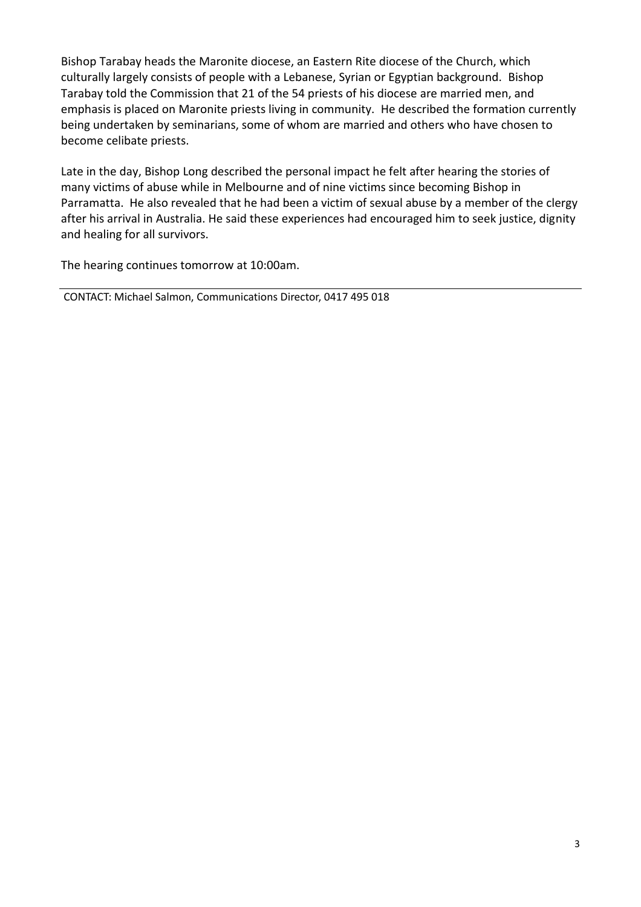Bishop Tarabay heads the Maronite diocese, an Eastern Rite diocese of the Church, which culturally largely consists of people with a Lebanese, Syrian or Egyptian background. Bishop Tarabay told the Commission that 21 of the 54 priests of his diocese are married men, and emphasis is placed on Maronite priests living in community. He described the formation currently being undertaken by seminarians, some of whom are married and others who have chosen to become celibate priests.

Late in the day, Bishop Long described the personal impact he felt after hearing the stories of many victims of abuse while in Melbourne and of nine victims since becoming Bishop in Parramatta. He also revealed that he had been a victim of sexual abuse by a member of the clergy after his arrival in Australia. He said these experiences had encouraged him to seek justice, dignity and healing for all survivors.

The hearing continues tomorrow at 10:00am.

---

CONTACT: Michael Salmon, Communications Director, 0417 495 018